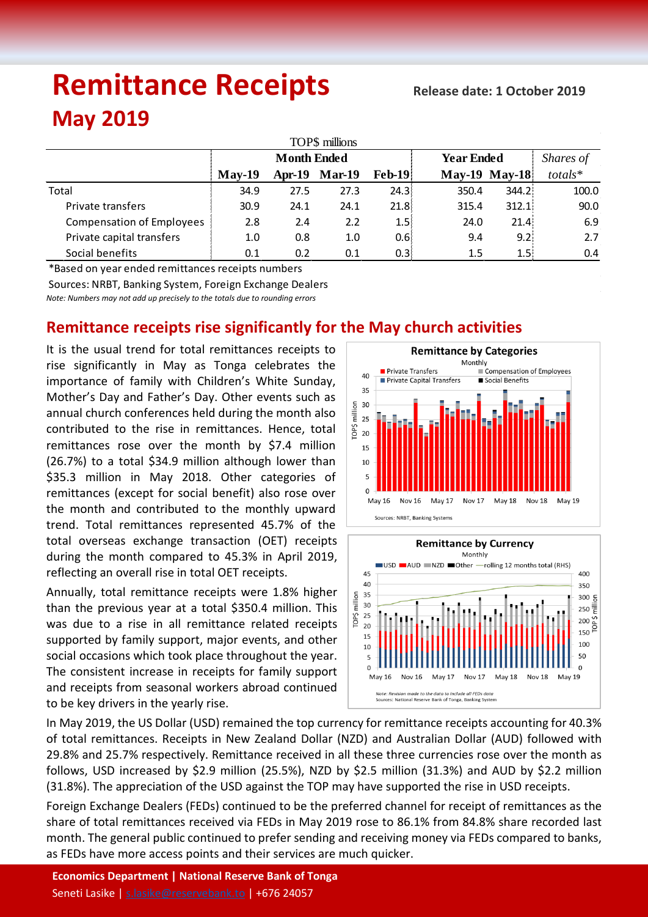# Remittance Receipts

**Release date: 1 October 2019**

## May 2019

| TOP$ millions | Month Ended | | | | Year Ended | | Shares of |
|---|---|---|---|---|---|---|---|
| | **May-19** | **Apr-19** | **Mar-19** | **Feb-19** | **May-19** | **May-18** | *totals** |
| Total | 34.9 | 27.5 | 27.3 | 24.3 | 350.4 | 344.2 | 100.0 |
| Private transfers | 30.9 | 24.1 | 24.1 | 21.8 | 315.4 | 312.1 | 90.0 |
| Compensation of Employees | 2.8 | 2.4 | 2.2 | 1.5 | 24.0 | 21.4 | 6.9 |
| Private capital transfers | 1.0 | 0.8 | 1.0 | 0.6 | 9.4 | 9.2 | 2.7 |
| Social benefits | 0.1 | 0.2 | 0.1 | 0.3 | 1.5 | 1.5 | 0.4 |

*Based on year ended remittances receipts numbers

Sources: NRBT, Banking System, Foreign Exchange Dealers

*Note: Numbers may not add up precisely to the totals due to rounding errors*

## Remittance receipts rise significantly for the May church activities

It is the usual trend for total remittances receipts to rise significantly in May as Tonga celebrates the importance of family with Children's White Sunday, Mother's Day and Father's Day. Other events such as annual church conferences held during the month also contributed to the rise in remittances. Hence, total remittances rose over the month by $7.4 million (26.7%) to a total $34.9 million although lower than $35.3 million in May 2018. Other categories of remittances (except for social benefit) also rose over the month and contributed to the monthly upward trend. Total remittances represented 45.7% of the total overseas exchange transaction (OET) receipts during the month compared to 45.3% in April 2019, reflecting an overall rise in total OET receipts.

Annually, total remittance receipts were 1.8% higher than the previous year at a total $350.4 million. This was due to a rise in all remittance related receipts supported by family support, major events, and other social occasions which took place throughout the year. The consistent increase in receipts for family support and receipts from seasonal workers abroad continued to be key drivers in the yearly rise.

In May 2019, the US Dollar (USD) remained the top currency for remittance receipts accounting for 40.3% of total remittances. Receipts in New Zealand Dollar (NZD) and Australian Dollar (AUD) followed with 29.8% and 25.7% respectively. Remittance received in all these three currencies rose over the month as follows, USD increased by $2.9 million (25.5%), NZD by $2.5 million (31.3%) and AUD by $2.2 million (31.8%). The appreciation of the USD against the TOP may have supported the rise in USD receipts.

Foreign Exchange Dealers (FEDs) continued to be the preferred channel for receipt of remittances as the share of total remittances received via FEDs in May 2019 rose to 86.1% from 84.8% share recorded last month. The general public continued to prefer sending and receiving money via FEDs compared to banks, as FEDs have more access points and their services are much quicker.

**Economics Department | National Reserve Bank of Tonga**

Seneti Lasike | s.lasike@reservebank.to | +676 24057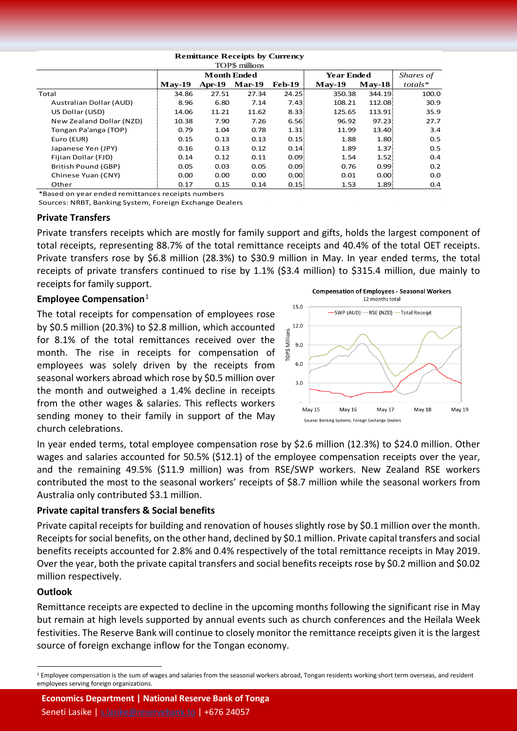**Remittance Receipts by Currency**

TOP$ millions

| | Month Ended | | | | Year Ended | | Shares of |
|---|---|---|---|---|---|---|---|
| | May-19 | Apr-19 | Mar-19 | Feb-19 | May-19 | May-18 | totals* |
| Total | 34.86 | 27.51 | 27.34 | 24.25 | 350.38 | 344.19 | 100.0 |
| Australian Dollar (AUD) | 8.96 | 6.80 | 7.14 | 7.43 | 108.21 | 112.08 | 30.9 |
| US Dollar (USD) | 14.06 | 11.21 | 11.62 | 8.33 | 125.65 | 113.91 | 35.9 |
| New Zealand Dollar (NZD) | 10.38 | 7.90 | 7.26 | 6.56 | 96.92 | 97.23 | 27.7 |
| Tongan Pa'anga (TOP) | 0.79 | 1.04 | 0.78 | 1.31 | 11.99 | 13.40 | 3.4 |
| Euro (EUR) | 0.15 | 0.13 | 0.13 | 0.15 | 1.88 | 1.80 | 0.5 |
| Japanese Yen (JPY) | 0.16 | 0.13 | 0.12 | 0.14 | 1.89 | 1.37 | 0.5 |
| Fijian Dollar (FJD) | 0.14 | 0.12 | 0.11 | 0.09 | 1.54 | 1.52 | 0.4 |
| British Pound (GBP) | 0.05 | 0.03 | 0.05 | 0.09 | 0.76 | 0.99 | 0.2 |
| Chinese Yuan (CNY) | 0.00 | 0.00 | 0.00 | 0.00 | 0.01 | 0.00 | 0.0 |
| Other | 0.17 | 0.15 | 0.14 | 0.15 | 1.53 | 1.89 | 0.4 |

*Based on year ended remittances receipts numbers

Sources: NRBT, Banking System, Foreign Exchange Dealers

**Private Transfers**

Private transfers receipts which are mostly for family support and gifts, holds the largest component of total receipts, representing 88.7% of the total remittance receipts and 40.4% of the total OET receipts. Private transfers rose by $6.8 million (28.3%) to $30.9 million in May. In year ended terms, the total receipts of private transfers continued to rise by 1.1% ($3.4 million) to $315.4 million, due mainly to receipts for family support.

**Employee Compensation**[1]

The total receipts for compensation of employees rose by $0.5 million (20.3%) to $2.8 million, which accounted for 8.1% of the total remittances received over the month. The rise in receipts for compensation of employees was solely driven by the receipts from seasonal workers abroad which rose by $0.5 million over the month and outweighed a 1.4% decline in receipts from the other wages & salaries. This reflects workers sending money to their family in support of the May church celebrations.

**Compensation of Employees - Seasonal Workers**
12 months total

SWP (AUD) — RSE (NZD) — Total Receipt

TOP$ Millions

15.0
12.0
9.0
6.0
3.0
-

May 15 May 16 May 17 May 18 May 19

Source: Banking Systems; Foreign Exchange Dealers

In year ended terms, total employee compensation rose by $2.6 million (12.3%) to $24.0 million. Other wages and salaries accounted for 50.5% ($12.1) of the employee compensation receipts over the year, and the remaining 49.5% ($11.9 million) was from RSE/SWP workers. New Zealand RSE workers contributed the most to the seasonal workers' receipts of $8.7 million while the seasonal workers from Australia only contributed $3.1 million.

**Private capital transfers & Social benefits**

Private capital receipts for building and renovation of houses slightly rose by $0.1 million over the month. Receipts for social benefits, on the other hand, declined by $0.1 million. Private capital transfers and social benefits receipts accounted for 2.8% and 0.4% respectively of the total remittance receipts in May 2019. Over the year, both the private capital transfers and social benefits receipts rose by $0.2 million and $0.02 million respectively.

**Outlook**

Remittance receipts are expected to decline in the upcoming months following the significant rise in May but remain at high levels supported by annual events such as church conferences and the Heilala Week festivities. The Reserve Bank will continue to closely monitor the remittance receipts given it is the largest source of foreign exchange inflow for the Tongan economy.

[1] Employee compensation is the sum of wages and salaries from the seasonal workers abroad, Tongan residents working short term overseas, and resident employees serving foreign organizations.

**Economics Department | National Reserve Bank of Tonga**

Seneti Lasike | s.lasike@reservebank.to | +676 24057